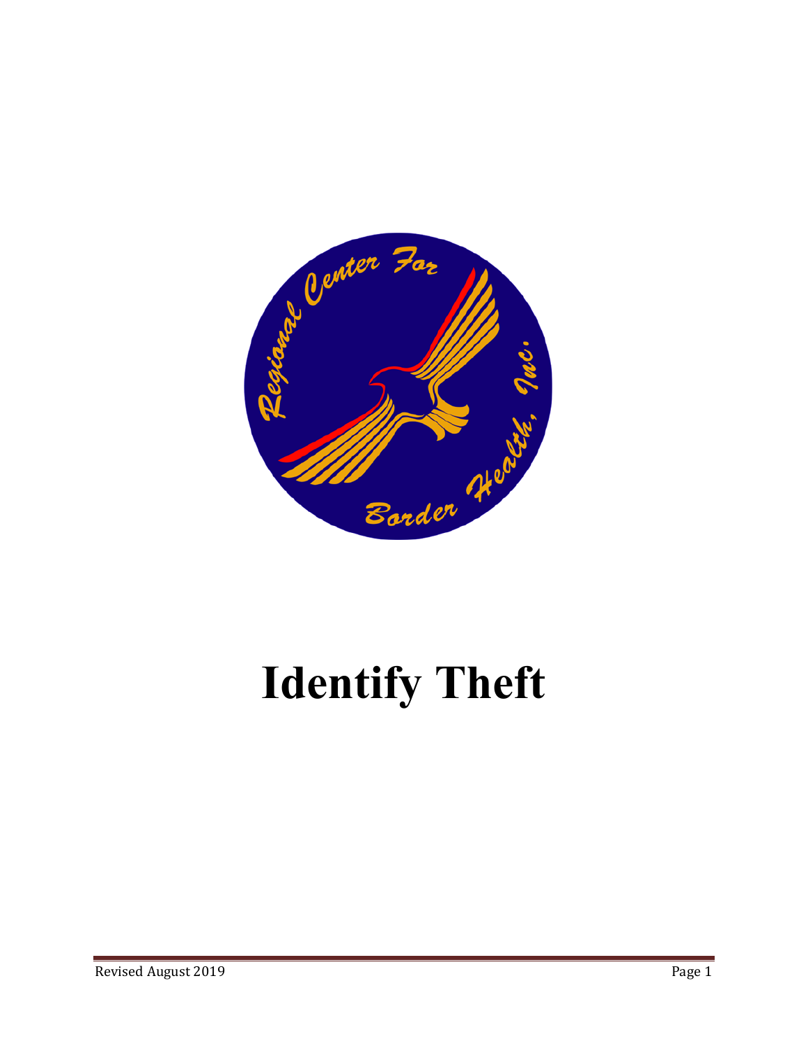# Identify Theft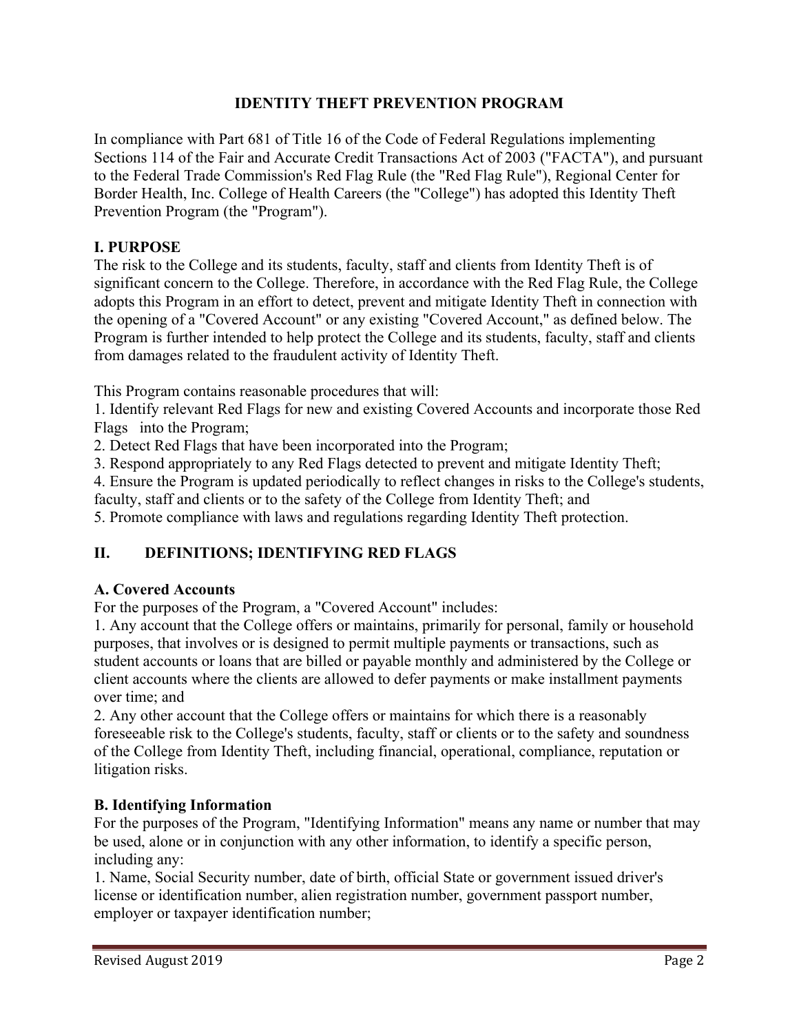## IDENTITY THEFT PREVENTION PROGRAM

In compliance with Part 681 of Title 16 of the Code of Federal Regulations implementing Sections 114 of the Fair and Accurate Credit Transactions Act of 2003 ("FACTA"), and pursuant to the Federal Trade Commission's Red Flag Rule (the "Red Flag Rule"), Regional Center for Border Health, Inc. College of Health Careers (the "College") has adopted this Identity Theft Prevention Program (the "Program").

### I. PURPOSE

The risk to the College and its students, faculty, staff and clients from Identity Theft is of significant concern to the College. Therefore, in accordance with the Red Flag Rule, the College adopts this Program in an effort to detect, prevent and mitigate Identity Theft in connection with the opening of a "Covered Account" or any existing "Covered Account," as defined below. The Program is further intended to help protect the College and its students, faculty, staff and clients from damages related to the fraudulent activity of Identity Theft.

This Program contains reasonable procedures that will:

1. Identify relevant Red Flags for new and existing Covered Accounts and incorporate those Red Flags into the Program;
2. Detect Red Flags that have been incorporated into the Program;
3. Respond appropriately to any Red Flags detected to prevent and mitigate Identity Theft;
4. Ensure the Program is updated periodically to reflect changes in risks to the College's students, faculty, staff and clients or to the safety of the College from Identity Theft; and
5. Promote compliance with laws and regulations regarding Identity Theft protection.

### II. DEFINITIONS; IDENTIFYING RED FLAGS

#### A. Covered Accounts

For the purposes of the Program, a "Covered Account" includes:

1. Any account that the College offers or maintains, primarily for personal, family or household purposes, that involves or is designed to permit multiple payments or transactions, such as student accounts or loans that are billed or payable monthly and administered by the College or client accounts where the clients are allowed to defer payments or make installment payments over time; and
2. Any other account that the College offers or maintains for which there is a reasonably foreseeable risk to the College's students, faculty, staff or clients or to the safety and soundness of the College from Identity Theft, including financial, operational, compliance, reputation or litigation risks.

#### B. Identifying Information

For the purposes of the Program, "Identifying Information" means any name or number that may be used, alone or in conjunction with any other information, to identify a specific person, including any:

1. Name, Social Security number, date of birth, official State or government issued driver's license or identification number, alien registration number, government passport number, employer or taxpayer identification number;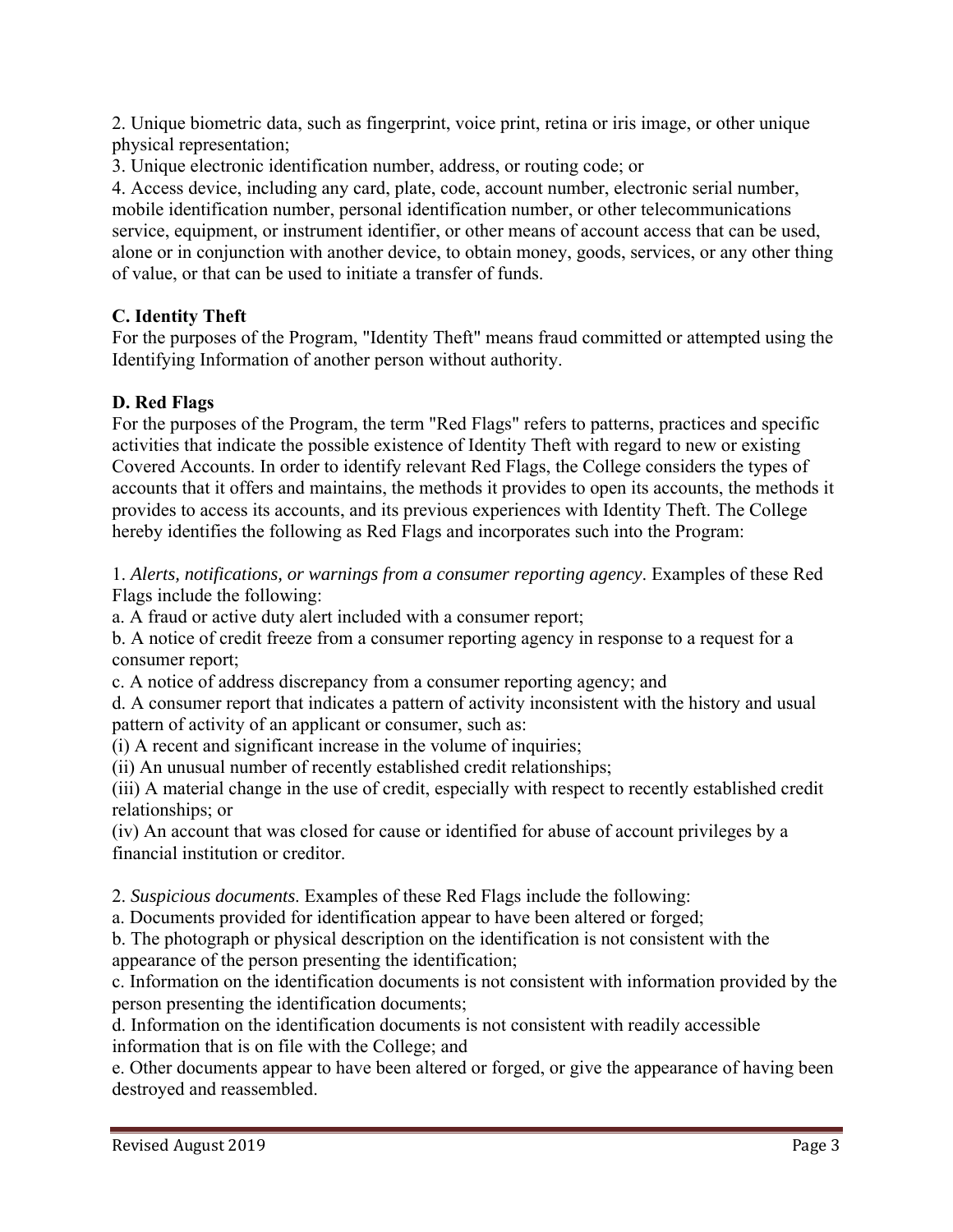2. Unique biometric data, such as fingerprint, voice print, retina or iris image, or other unique physical representation;
3. Unique electronic identification number, address, or routing code; or
4. Access device, including any card, plate, code, account number, electronic serial number, mobile identification number, personal identification number, or other telecommunications service, equipment, or instrument identifier, or other means of account access that can be used, alone or in conjunction with another device, to obtain money, goods, services, or any other thing of value, or that can be used to initiate a transfer of funds.

**C. Identity Theft**

For the purposes of the Program, "Identity Theft" means fraud committed or attempted using the Identifying Information of another person without authority.

**D. Red Flags**

For the purposes of the Program, the term "Red Flags" refers to patterns, practices and specific activities that indicate the possible existence of Identity Theft with regard to new or existing Covered Accounts. In order to identify relevant Red Flags, the College considers the types of accounts that it offers and maintains, the methods it provides to open its accounts, the methods it provides to access its accounts, and its previous experiences with Identity Theft. The College hereby identifies the following as Red Flags and incorporates such into the Program:

1. *Alerts, notifications, or warnings from a consumer reporting agency*. Examples of these Red Flags include the following:
a. A fraud or active duty alert included with a consumer report;
b. A notice of credit freeze from a consumer reporting agency in response to a request for a consumer report;
c. A notice of address discrepancy from a consumer reporting agency; and
d. A consumer report that indicates a pattern of activity inconsistent with the history and usual pattern of activity of an applicant or consumer, such as:
(i) A recent and significant increase in the volume of inquiries;
(ii) An unusual number of recently established credit relationships;
(iii) A material change in the use of credit, especially with respect to recently established credit relationships; or
(iv) An account that was closed for cause or identified for abuse of account privileges by a financial institution or creditor.

2. *Suspicious documents*. Examples of these Red Flags include the following:
a. Documents provided for identification appear to have been altered or forged;
b. The photograph or physical description on the identification is not consistent with the appearance of the person presenting the identification;
c. Information on the identification documents is not consistent with information provided by the person presenting the identification documents;
d. Information on the identification documents is not consistent with readily accessible information that is on file with the College; and
e. Other documents appear to have been altered or forged, or give the appearance of having been destroyed and reassembled.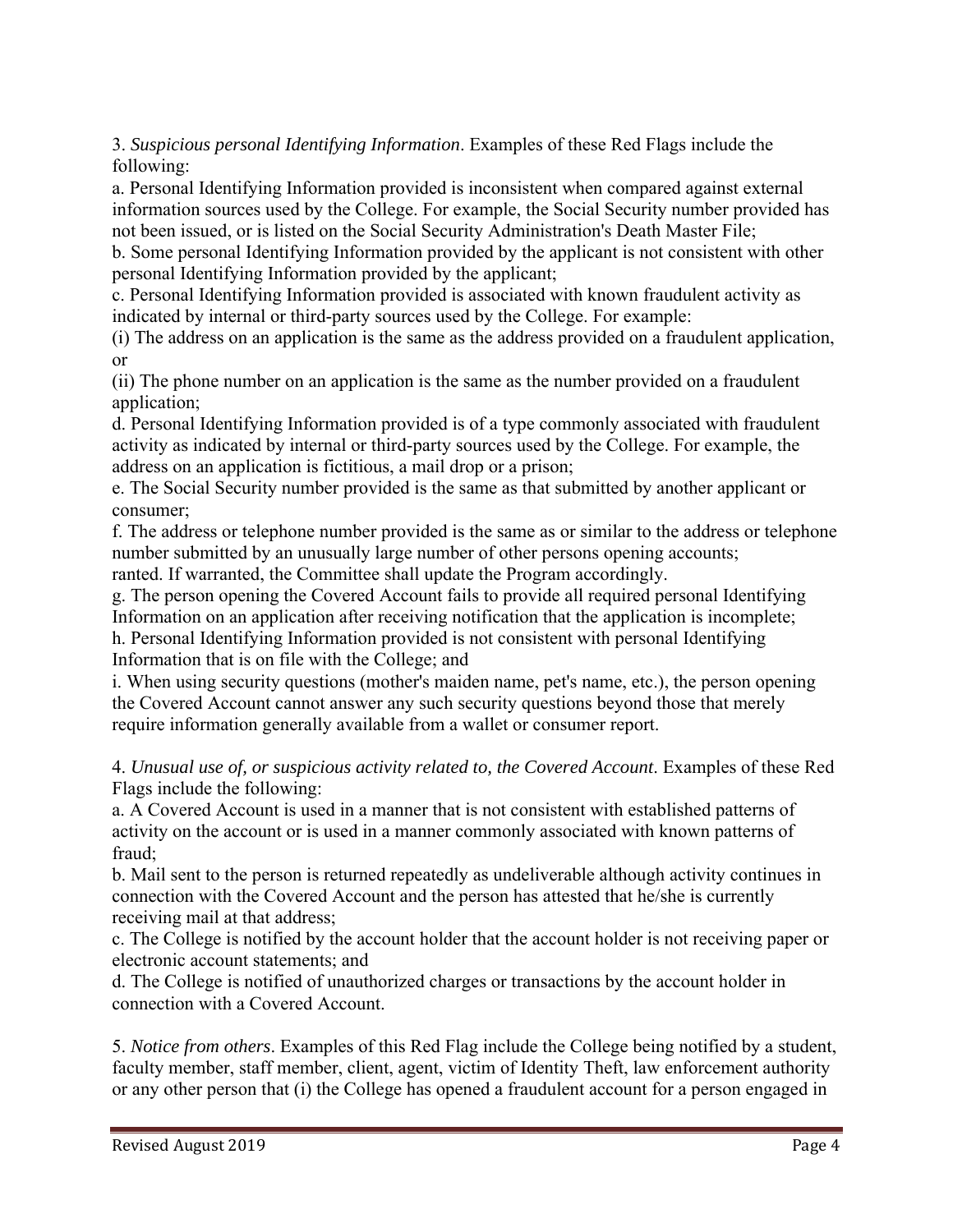3. *Suspicious personal Identifying Information*. Examples of these Red Flags include the following:

a. Personal Identifying Information provided is inconsistent when compared against external information sources used by the College. For example, the Social Security number provided has not been issued, or is listed on the Social Security Administration's Death Master File;

b. Some personal Identifying Information provided by the applicant is not consistent with other personal Identifying Information provided by the applicant;

c. Personal Identifying Information provided is associated with known fraudulent activity as indicated by internal or third-party sources used by the College. For example:

(i) The address on an application is the same as the address provided on a fraudulent application, or

(ii) The phone number on an application is the same as the number provided on a fraudulent application;

d. Personal Identifying Information provided is of a type commonly associated with fraudulent activity as indicated by internal or third-party sources used by the College. For example, the address on an application is fictitious, a mail drop or a prison;

e. The Social Security number provided is the same as that submitted by another applicant or consumer;

f. The address or telephone number provided is the same as or similar to the address or telephone number submitted by an unusually large number of other persons opening accounts;
ranted. If warranted, the Committee shall update the Program accordingly.

g. The person opening the Covered Account fails to provide all required personal Identifying Information on an application after receiving notification that the application is incomplete;

h. Personal Identifying Information provided is not consistent with personal Identifying Information that is on file with the College; and

i. When using security questions (mother's maiden name, pet's name, etc.), the person opening the Covered Account cannot answer any such security questions beyond those that merely require information generally available from a wallet or consumer report.

4. *Unusual use of, or suspicious activity related to, the Covered Account*. Examples of these Red Flags include the following:

a. A Covered Account is used in a manner that is not consistent with established patterns of activity on the account or is used in a manner commonly associated with known patterns of fraud;

b. Mail sent to the person is returned repeatedly as undeliverable although activity continues in connection with the Covered Account and the person has attested that he/she is currently receiving mail at that address;

c. The College is notified by the account holder that the account holder is not receiving paper or electronic account statements; and

d. The College is notified of unauthorized charges or transactions by the account holder in connection with a Covered Account.

5. *Notice from others*. Examples of this Red Flag include the College being notified by a student, faculty member, staff member, client, agent, victim of Identity Theft, law enforcement authority or any other person that (i) the College has opened a fraudulent account for a person engaged in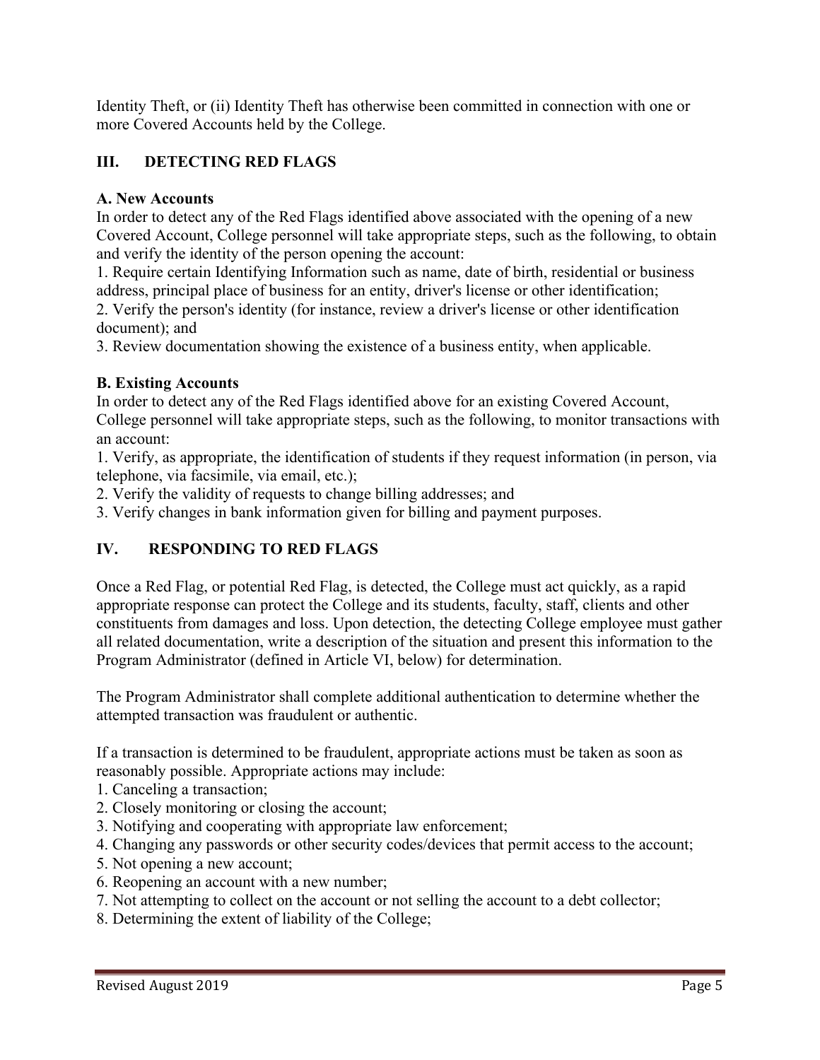Identity Theft, or (ii) Identity Theft has otherwise been committed in connection with one or more Covered Accounts held by the College.

## III. DETECTING RED FLAGS

### A. New Accounts

In order to detect any of the Red Flags identified above associated with the opening of a new Covered Account, College personnel will take appropriate steps, such as the following, to obtain and verify the identity of the person opening the account:

1. Require certain Identifying Information such as name, date of birth, residential or business address, principal place of business for an entity, driver's license or other identification;
2. Verify the person's identity (for instance, review a driver's license or other identification document); and
3. Review documentation showing the existence of a business entity, when applicable.

### B. Existing Accounts

In order to detect any of the Red Flags identified above for an existing Covered Account, College personnel will take appropriate steps, such as the following, to monitor transactions with an account:

1. Verify, as appropriate, the identification of students if they request information (in person, via telephone, via facsimile, via email, etc.);
2. Verify the validity of requests to change billing addresses; and
3. Verify changes in bank information given for billing and payment purposes.

## IV. RESPONDING TO RED FLAGS

Once a Red Flag, or potential Red Flag, is detected, the College must act quickly, as a rapid appropriate response can protect the College and its students, faculty, staff, clients and other constituents from damages and loss. Upon detection, the detecting College employee must gather all related documentation, write a description of the situation and present this information to the Program Administrator (defined in Article VI, below) for determination.

The Program Administrator shall complete additional authentication to determine whether the attempted transaction was fraudulent or authentic.

If a transaction is determined to be fraudulent, appropriate actions must be taken as soon as reasonably possible. Appropriate actions may include:

1. Canceling a transaction;
2. Closely monitoring or closing the account;
3. Notifying and cooperating with appropriate law enforcement;
4. Changing any passwords or other security codes/devices that permit access to the account;
5. Not opening a new account;
6. Reopening an account with a new number;
7. Not attempting to collect on the account or not selling the account to a debt collector;
8. Determining the extent of liability of the College;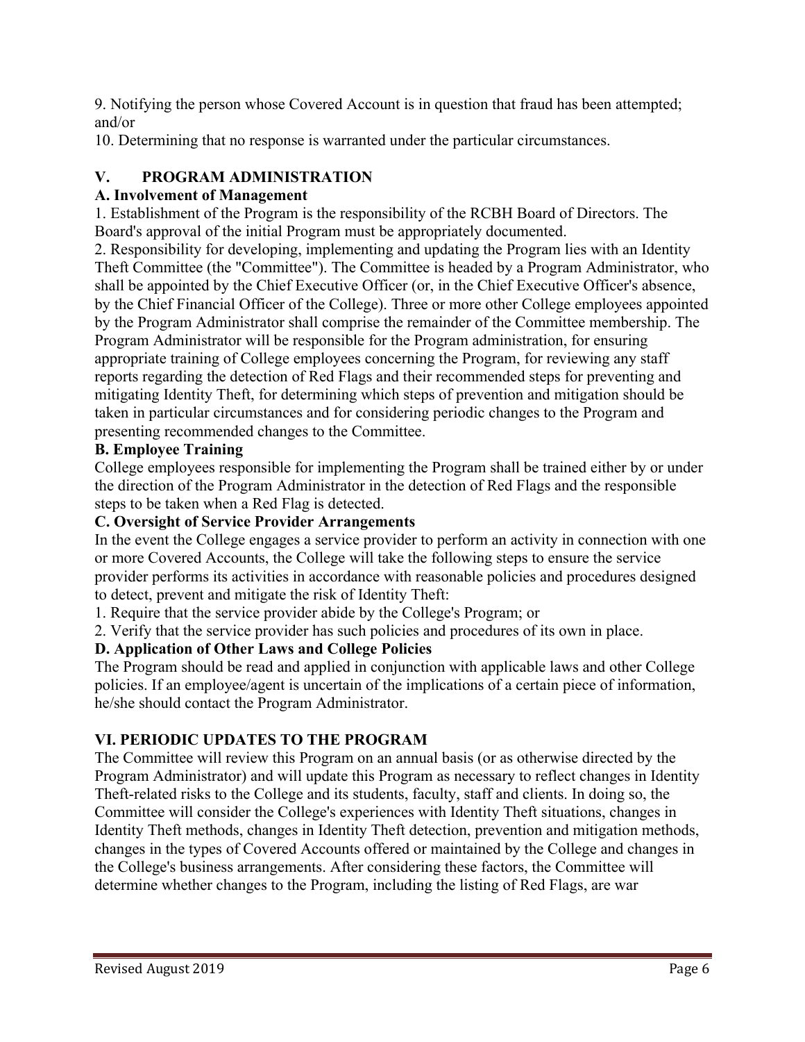9. Notifying the person whose Covered Account is in question that fraud has been attempted; and/or

10. Determining that no response is warranted under the particular circumstances.

## V. PROGRAM ADMINISTRATION

### A. Involvement of Management

1. Establishment of the Program is the responsibility of the RCBH Board of Directors. The Board's approval of the initial Program must be appropriately documented.
2. Responsibility for developing, implementing and updating the Program lies with an Identity Theft Committee (the "Committee"). The Committee is headed by a Program Administrator, who shall be appointed by the Chief Executive Officer (or, in the Chief Executive Officer's absence, by the Chief Financial Officer of the College). Three or more other College employees appointed by the Program Administrator shall comprise the remainder of the Committee membership. The Program Administrator will be responsible for the Program administration, for ensuring appropriate training of College employees concerning the Program, for reviewing any staff reports regarding the detection of Red Flags and their recommended steps for preventing and mitigating Identity Theft, for determining which steps of prevention and mitigation should be taken in particular circumstances and for considering periodic changes to the Program and presenting recommended changes to the Committee.

### B. Employee Training

College employees responsible for implementing the Program shall be trained either by or under the direction of the Program Administrator in the detection of Red Flags and the responsible steps to be taken when a Red Flag is detected.

### C. Oversight of Service Provider Arrangements

In the event the College engages a service provider to perform an activity in connection with one or more Covered Accounts, the College will take the following steps to ensure the service provider performs its activities in accordance with reasonable policies and procedures designed to detect, prevent and mitigate the risk of Identity Theft:

1. Require that the service provider abide by the College's Program; or
2. Verify that the service provider has such policies and procedures of its own in place.

### D. Application of Other Laws and College Policies

The Program should be read and applied in conjunction with applicable laws and other College policies. If an employee/agent is uncertain of the implications of a certain piece of information, he/she should contact the Program Administrator.

## VI. PERIODIC UPDATES TO THE PROGRAM

The Committee will review this Program on an annual basis (or as otherwise directed by the Program Administrator) and will update this Program as necessary to reflect changes in Identity Theft-related risks to the College and its students, faculty, staff and clients. In doing so, the Committee will consider the College's experiences with Identity Theft situations, changes in Identity Theft methods, changes in Identity Theft detection, prevention and mitigation methods, changes in the types of Covered Accounts offered or maintained by the College and changes in the College's business arrangements. After considering these factors, the Committee will determine whether changes to the Program, including the listing of Red Flags, are war